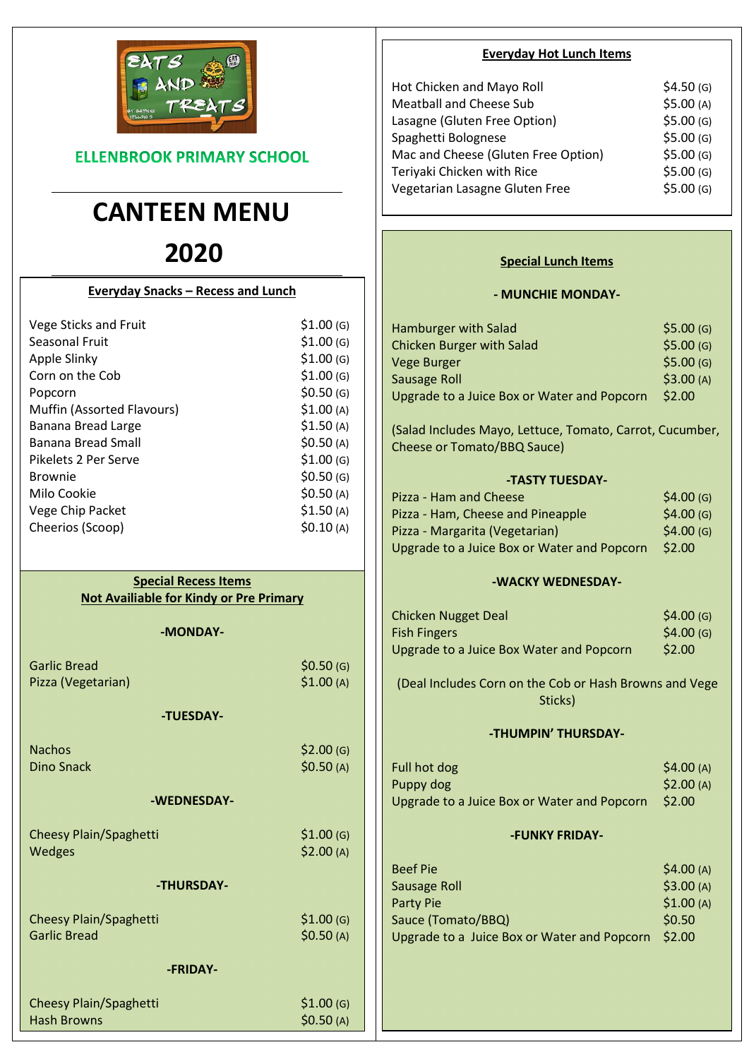**ELLENBROOK PRIMARY SCHOOL**

# CANTEEN MENU

# 2020

## Everyday Snacks – Recess and Lunch

| Item | Price |
|---|---|
| Vege Sticks and Fruit | $1.00 (G) |
| Seasonal Fruit | $1.00 (G) |
| Apple Slinky | $1.00 (G) |
| Corn on the Cob | $1.00 (G) |
| Popcorn | $0.50 (G) |
| Muffin (Assorted Flavours) | $1.00 (A) |
| Banana Bread Large | $1.50 (A) |
| Banana Bread Small | $0.50 (A) |
| Pikelets 2 Per Serve | $1.00 (G) |
| Brownie | $0.50 (G) |
| Milo Cookie | $0.50 (A) |
| Vege Chip Packet | $1.50 (A) |
| Cheerios (Scoop) | $0.10 (A) |

## Special Recess Items
## Not Availiable for Kindy or Pre Primary

### -MONDAY-

| Item | Price |
|---|---|
| Garlic Bread | $0.50 (G) |
| Pizza (Vegetarian) | $1.00 (A) |

### -TUESDAY-

| Item | Price |
|---|---|
| Nachos | $2.00 (G) |
| Dino Snack | $0.50 (A) |

### -WEDNESDAY-

| Item | Price |
|---|---|
| Cheesy Plain/Spaghetti | $1.00 (G) |
| Wedges | $2.00 (A) |

### -THURSDAY-

| Item | Price |
|---|---|
| Cheesy Plain/Spaghetti | $1.00 (G) |
| Garlic Bread | $0.50 (A) |

### -FRIDAY-

| Item | Price |
|---|---|
| Cheesy Plain/Spaghetti | $1.00 (G) |
| Hash Browns | $0.50 (A) |

## Everyday Hot Lunch Items

| Item | Price |
|---|---|
| Hot Chicken and Mayo Roll | $4.50 (G) |
| Meatball and Cheese Sub | $5.00 (A) |
| Lasagne (Gluten Free Option) | $5.00 (G) |
| Spaghetti Bolognese | $5.00 (G) |
| Mac and Cheese (Gluten Free Option) | $5.00 (G) |
| Teriyaki Chicken with Rice | $5.00 (G) |
| Vegetarian Lasagne Gluten Free | $5.00 (G) |

## Special Lunch Items

### - MUNCHIE MONDAY-

| Item | Price |
|---|---|
| Hamburger with Salad | $5.00 (G) |
| Chicken Burger with Salad | $5.00 (G) |
| Vege Burger | $5.00 (G) |
| Sausage Roll | $3.00 (A) |
| Upgrade to a Juice Box or Water and Popcorn | $2.00 |

(Salad Includes Mayo, Lettuce, Tomato, Carrot, Cucumber, Cheese or Tomato/BBQ Sauce)

### -TASTY TUESDAY-

| Item | Price |
|---|---|
| Pizza - Ham and Cheese | $4.00 (G) |
| Pizza - Ham, Cheese and Pineapple | $4.00 (G) |
| Pizza - Margarita (Vegetarian) | $4.00 (G) |
| Upgrade to a Juice Box or Water and Popcorn | $2.00 |

### -WACKY WEDNESDAY-

| Item | Price |
|---|---|
| Chicken Nugget Deal | $4.00 (G) |
| Fish Fingers | $4.00 (G) |
| Upgrade to a Juice Box Water and Popcorn | $2.00 |

(Deal Includes Corn on the Cob or Hash Browns and Vege Sticks)

### -THUMPIN' THURSDAY-

| Item | Price |
|---|---|
| Full hot dog | $4.00 (A) |
| Puppy dog | $2.00 (A) |
| Upgrade to a Juice Box or Water and Popcorn | $2.00 |

### -FUNKY FRIDAY-

| Item | Price |
|---|---|
| Beef Pie | $4.00 (A) |
| Sausage Roll | $3.00 (A) |
| Party Pie | $1.00 (A) |
| Sauce (Tomato/BBQ) | $0.50 |
| Upgrade to a Juice Box or Water and Popcorn | $2.00 |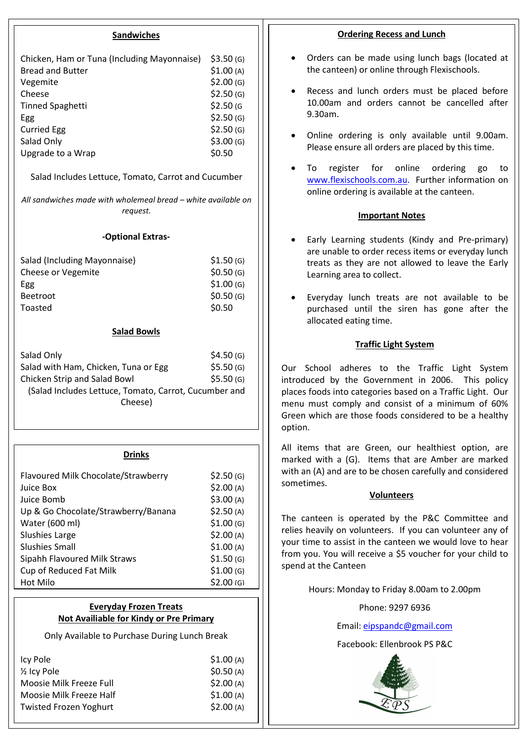## Sandwiches

| | |
|---|---|
| Chicken, Ham or Tuna (Including Mayonnaise) | $3.50 (G) |
| Bread and Butter | $1.00 (A) |
| Vegemite | $2.00 (G) |
| Cheese | $2.50 (G) |
| Tinned Spaghetti | $2.50 (G |
| Egg | $2.50 (G) |
| Curried Egg | $2.50 (G) |
| Salad Only | $3.00 (G) |
| Upgrade to a Wrap | $0.50 |

Salad Includes Lettuce, Tomato, Carrot and Cucumber

*All sandwiches made with wholemeal bread – white available on request.*

**-Optional Extras-**

| | |
|---|---|
| Salad (Including Mayonnaise) | $1.50 (G) |
| Cheese or Vegemite | $0.50 (G) |
| Egg | $1.00 (G) |
| Beetroot | $0.50 (G) |
| Toasted | $0.50 |

## Salad Bowls

| | |
|---|---|
| Salad Only | $4.50 (G) |
| Salad with Ham, Chicken, Tuna or Egg | $5.50 (G) |
| Chicken Strip and Salad Bowl | $5.50 (G) |

(Salad Includes Lettuce, Tomato, Carrot, Cucumber and Cheese)

## Drinks

| | |
|---|---|
| Flavoured Milk Chocolate/Strawberry | $2.50 (G) |
| Juice Box | $2.00 (A) |
| Juice Bomb | $3.00 (A) |
| Up & Go Chocolate/Strawberry/Banana | $2.50 (A) |
| Water (600 ml) | $1.00 (G) |
| Slushies Large | $2.00 (A) |
| Slushies Small | $1.00 (A) |
| Sipahh Flavoured Milk Straws | $1.50 (G) |
| Cup of Reduced Fat Milk | $1.00 (G) |
| Hot Milo | $2.00 (G) |

## Everyday Frozen Treats
## Not Availiable for Kindy or Pre Primary

Only Available to Purchase During Lunch Break

| | |
|---|---|
| Icy Pole | $1.00 (A) |
| ½ Icy Pole | $0.50 (A) |
| Moosie Milk Freeze Full | $2.00 (A) |
| Moosie Milk Freeze Half | $1.00 (A) |
| Twisted Frozen Yoghurt | $2.00 (A) |

## Ordering Recess and Lunch

- Orders can be made using lunch bags (located at the canteen) or online through Flexischools.
- Recess and lunch orders must be placed before 10.00am and orders cannot be cancelled after 9.30am.
- Online ordering is only available until 9.00am. Please ensure all orders are placed by this time.
- To register for online ordering go to www.flexischools.com.au. Further information on online ordering is available at the canteen.

## Important Notes

- Early Learning students (Kindy and Pre-primary) are unable to order recess items or everyday lunch treats as they are not allowed to leave the Early Learning area to collect.
- Everyday lunch treats are not available to be purchased until the siren has gone after the allocated eating time.

## Traffic Light System

Our School adheres to the Traffic Light System introduced by the Government in 2006. This policy places foods into categories based on a Traffic Light. Our menu must comply and consist of a minimum of 60% Green which are those foods considered to be a healthy option.

All items that are Green, our healthiest option, are marked with a (G). Items that are Amber are marked with an (A) and are to be chosen carefully and considered sometimes.

## Volunteers

The canteen is operated by the P&C Committee and relies heavily on volunteers. If you can volunteer any of your time to assist in the canteen we would love to hear from you. You will receive a $5 voucher for your child to spend at the Canteen

Hours: Monday to Friday 8.00am to 2.00pm

Phone: 9297 6936

Email: eipspandc@gmail.com

Facebook: Ellenbrook PS P&C

EPS